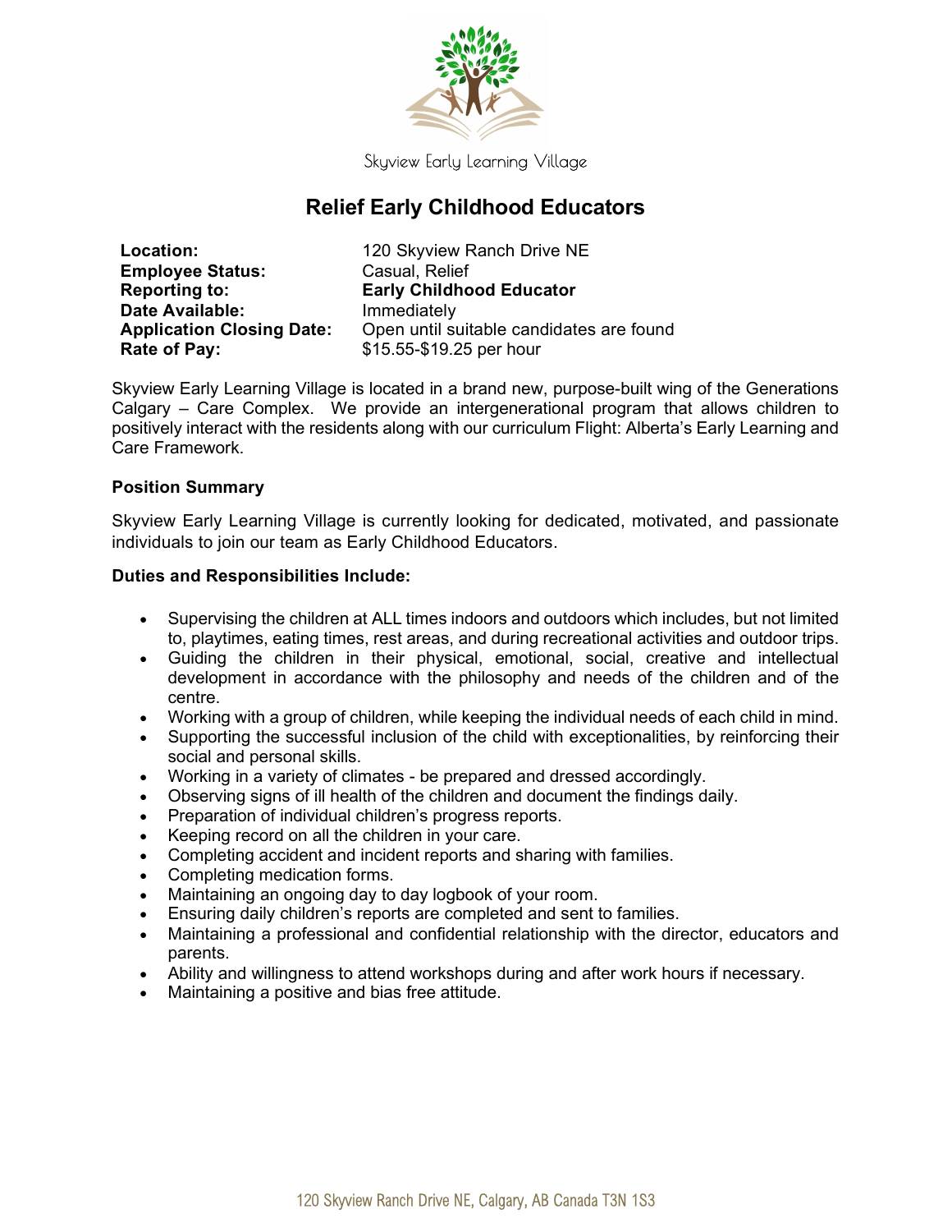Skyview Early Learning Village

# Relief Early Childhood Educators

| | |
|---|---|
| **Location:** | 120 Skyview Ranch Drive NE |
| **Employee Status:** | Casual, Relief |
| **Reporting to:** | **Early Childhood Educator** |
| **Date Available:** | Immediately |
| **Application Closing Date:** | Open until suitable candidates are found |
| **Rate of Pay:** | $15.55-$19.25 per hour |

Skyview Early Learning Village is located in a brand new, purpose-built wing of the Generations Calgary – Care Complex. We provide an intergenerational program that allows children to positively interact with the residents along with our curriculum Flight: Alberta's Early Learning and Care Framework.

### Position Summary

Skyview Early Learning Village is currently looking for dedicated, motivated, and passionate individuals to join our team as Early Childhood Educators.

### Duties and Responsibilities Include:

- Supervising the children at ALL times indoors and outdoors which includes, but not limited to, playtimes, eating times, rest areas, and during recreational activities and outdoor trips.
- Guiding the children in their physical, emotional, social, creative and intellectual development in accordance with the philosophy and needs of the children and of the centre.
- Working with a group of children, while keeping the individual needs of each child in mind.
- Supporting the successful inclusion of the child with exceptionalities, by reinforcing their social and personal skills.
- Working in a variety of climates - be prepared and dressed accordingly.
- Observing signs of ill health of the children and document the findings daily.
- Preparation of individual children's progress reports.
- Keeping record on all the children in your care.
- Completing accident and incident reports and sharing with families.
- Completing medication forms.
- Maintaining an ongoing day to day logbook of your room.
- Ensuring daily children's reports are completed and sent to families.
- Maintaining a professional and confidential relationship with the director, educators and parents.
- Ability and willingness to attend workshops during and after work hours if necessary.
- Maintaining a positive and bias free attitude.

120 Skyview Ranch Drive NE, Calgary, AB Canada T3N 1S3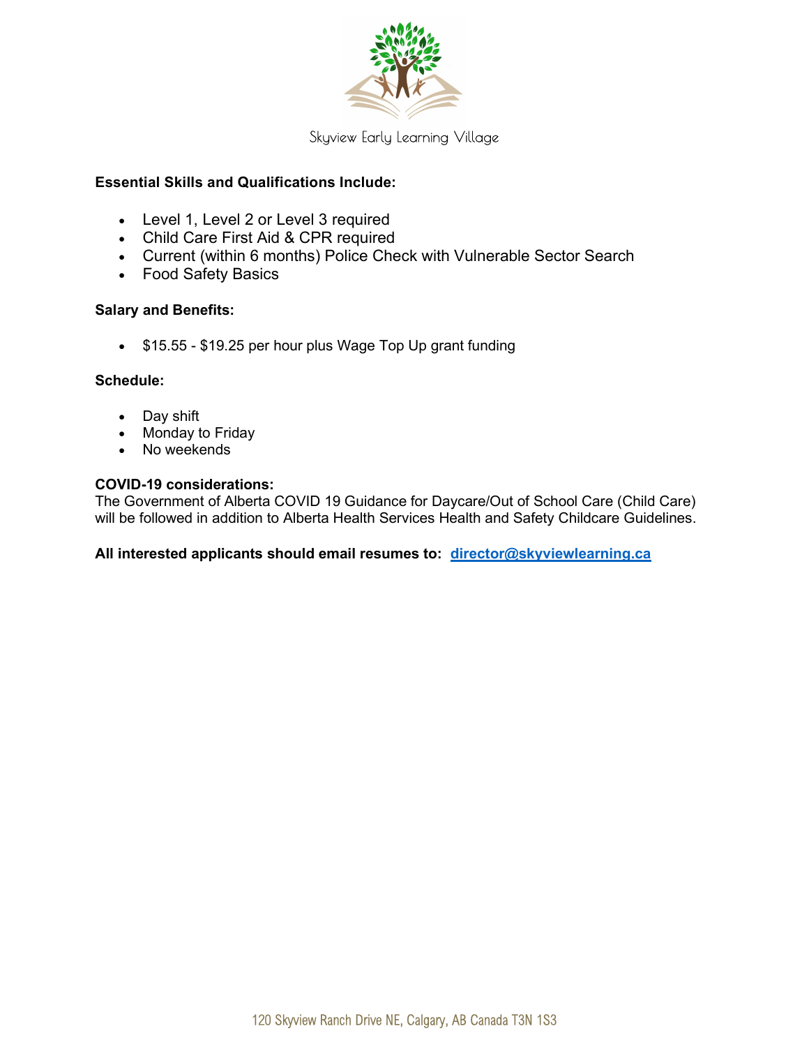Skyview Early Learning Village

**Essential Skills and Qualifications Include:**

- Level 1, Level 2 or Level 3 required
- Child Care First Aid & CPR required
- Current (within 6 months) Police Check with Vulnerable Sector Search
- Food Safety Basics

**Salary and Benefits:**

- $15.55 - $19.25 per hour plus Wage Top Up grant funding

**Schedule:**

- Day shift
- Monday to Friday
- No weekends

**COVID-19 considerations:**
The Government of Alberta COVID 19 Guidance for Daycare/Out of School Care (Child Care) will be followed in addition to Alberta Health Services Health and Safety Childcare Guidelines.

**All interested applicants should email resumes to: director@skyviewlearning.ca**

120 Skyview Ranch Drive NE, Calgary, AB Canada T3N 1S3